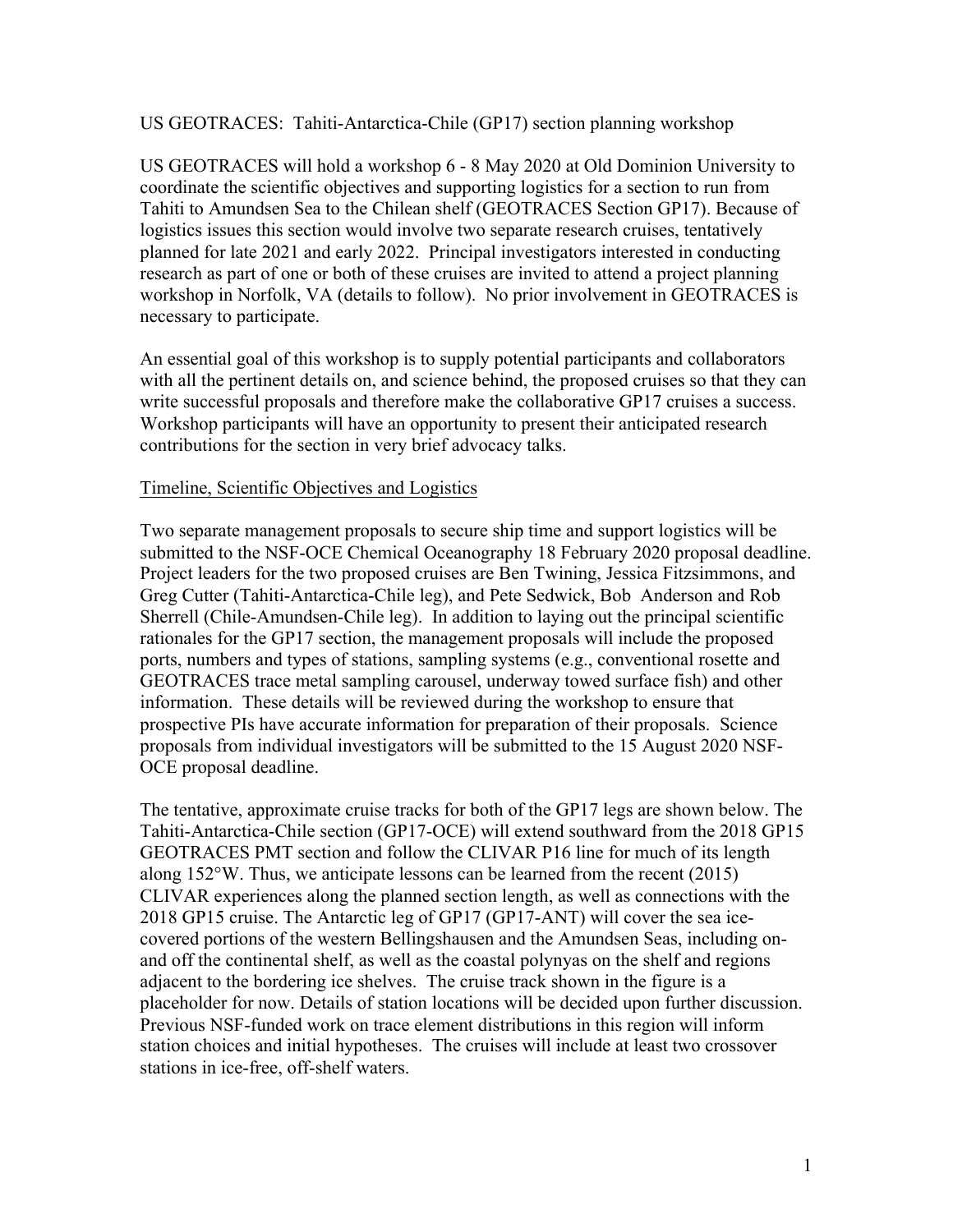US GEOTRACES: Tahiti-Antarctica-Chile (GP17) section planning workshop

US GEOTRACES will hold a workshop 6 - 8 May 2020 at Old Dominion University to coordinate the scientific objectives and supporting logistics for a section to run from Tahiti to Amundsen Sea to the Chilean shelf (GEOTRACES Section GP17). Because of logistics issues this section would involve two separate research cruises, tentatively planned for late 2021 and early 2022. Principal investigators interested in conducting research as part of one or both of these cruises are invited to attend a project planning workshop in Norfolk, VA (details to follow). No prior involvement in GEOTRACES is necessary to participate.

An essential goal of this workshop is to supply potential participants and collaborators with all the pertinent details on, and science behind, the proposed cruises so that they can write successful proposals and therefore make the collaborative GP17 cruises a success. Workshop participants will have an opportunity to present their anticipated research contributions for the section in very brief advocacy talks.

## Timeline, Scientific Objectives and Logistics

Two separate management proposals to secure ship time and support logistics will be submitted to the NSF-OCE Chemical Oceanography 18 February 2020 proposal deadline. Project leaders for the two proposed cruises are Ben Twining, Jessica Fitzsimmons, and Greg Cutter (Tahiti-Antarctica-Chile leg), and Pete Sedwick, Bob Anderson and Rob Sherrell (Chile-Amundsen-Chile leg). In addition to laying out the principal scientific rationales for the GP17 section, the management proposals will include the proposed ports, numbers and types of stations, sampling systems (e.g., conventional rosette and GEOTRACES trace metal sampling carousel, underway towed surface fish) and other information. These details will be reviewed during the workshop to ensure that prospective PIs have accurate information for preparation of their proposals. Science proposals from individual investigators will be submitted to the 15 August 2020 NSF-OCE proposal deadline.

The tentative, approximate cruise tracks for both of the GP17 legs are shown below. The Tahiti-Antarctica-Chile section (GP17-OCE) will extend southward from the 2018 GP15 GEOTRACES PMT section and follow the CLIVAR P16 line for much of its length along 152°W. Thus, we anticipate lessons can be learned from the recent (2015) CLIVAR experiences along the planned section length, as well as connections with the 2018 GP15 cruise. The Antarctic leg of GP17 (GP17-ANT) will cover the sea ice-covered portions of the western Bellingshausen and the Amundsen Seas, including on- and off the continental shelf, as well as the coastal polynyas on the shelf and regions adjacent to the bordering ice shelves. The cruise track shown in the figure is a placeholder for now. Details of station locations will be decided upon further discussion. Previous NSF-funded work on trace element distributions in this region will inform station choices and initial hypotheses. The cruises will include at least two crossover stations in ice-free, off-shelf waters.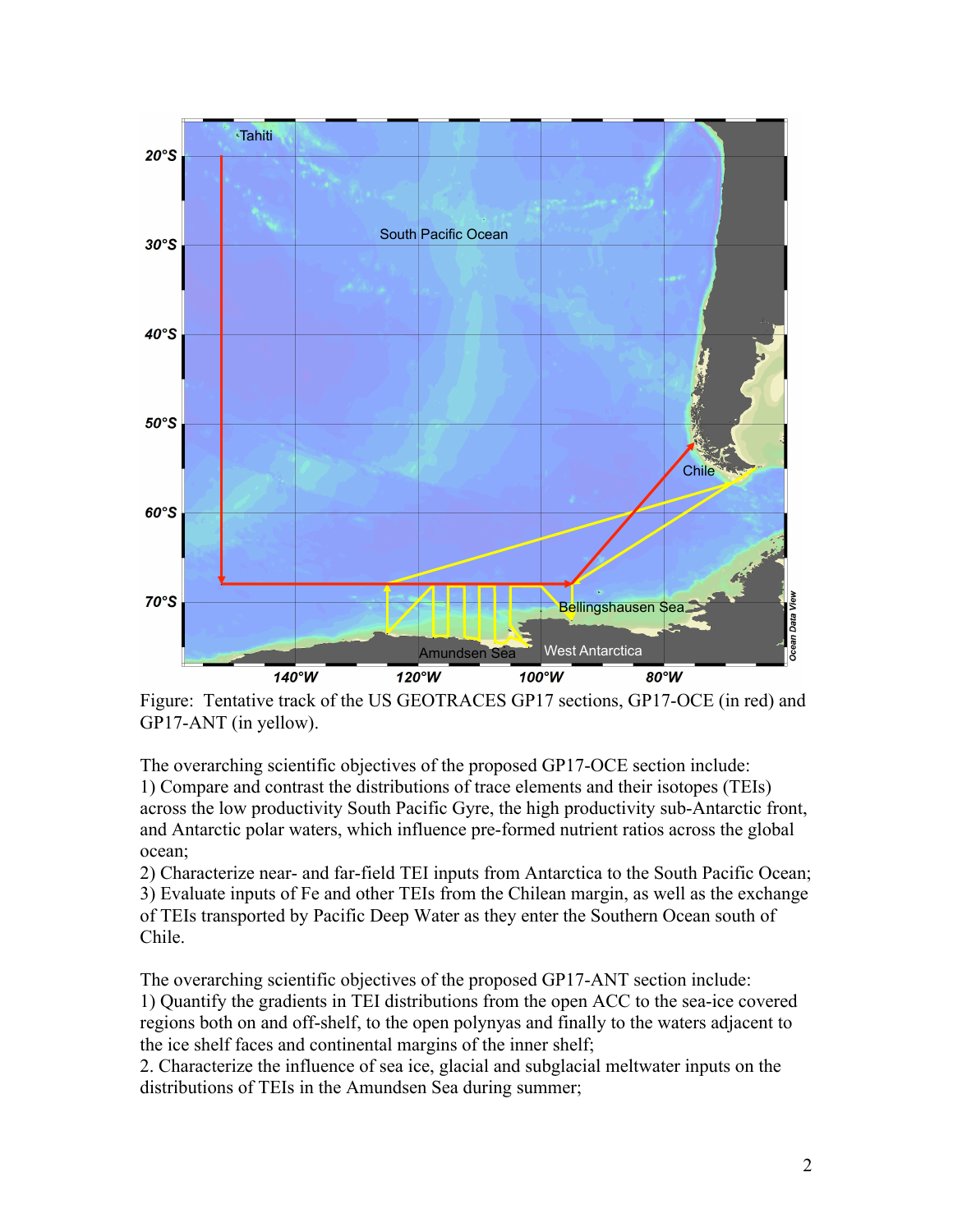Figure: Tentative track of the US GEOTRACES GP17 sections, GP17-OCE (in red) and GP17-ANT (in yellow).

The overarching scientific objectives of the proposed GP17-OCE section include:
1) Compare and contrast the distributions of trace elements and their isotopes (TEIs) across the low productivity South Pacific Gyre, the high productivity sub-Antarctic front, and Antarctic polar waters, which influence pre-formed nutrient ratios across the global ocean;
2) Characterize near- and far-field TEI inputs from Antarctica to the South Pacific Ocean;
3) Evaluate inputs of Fe and other TEIs from the Chilean margin, as well as the exchange of TEIs transported by Pacific Deep Water as they enter the Southern Ocean south of Chile.

The overarching scientific objectives of the proposed GP17-ANT section include:
1) Quantify the gradients in TEI distributions from the open ACC to the sea-ice covered regions both on and off-shelf, to the open polynyas and finally to the waters adjacent to the ice shelf faces and continental margins of the inner shelf;
2. Characterize the influence of sea ice, glacial and subglacial meltwater inputs on the distributions of TEIs in the Amundsen Sea during summer;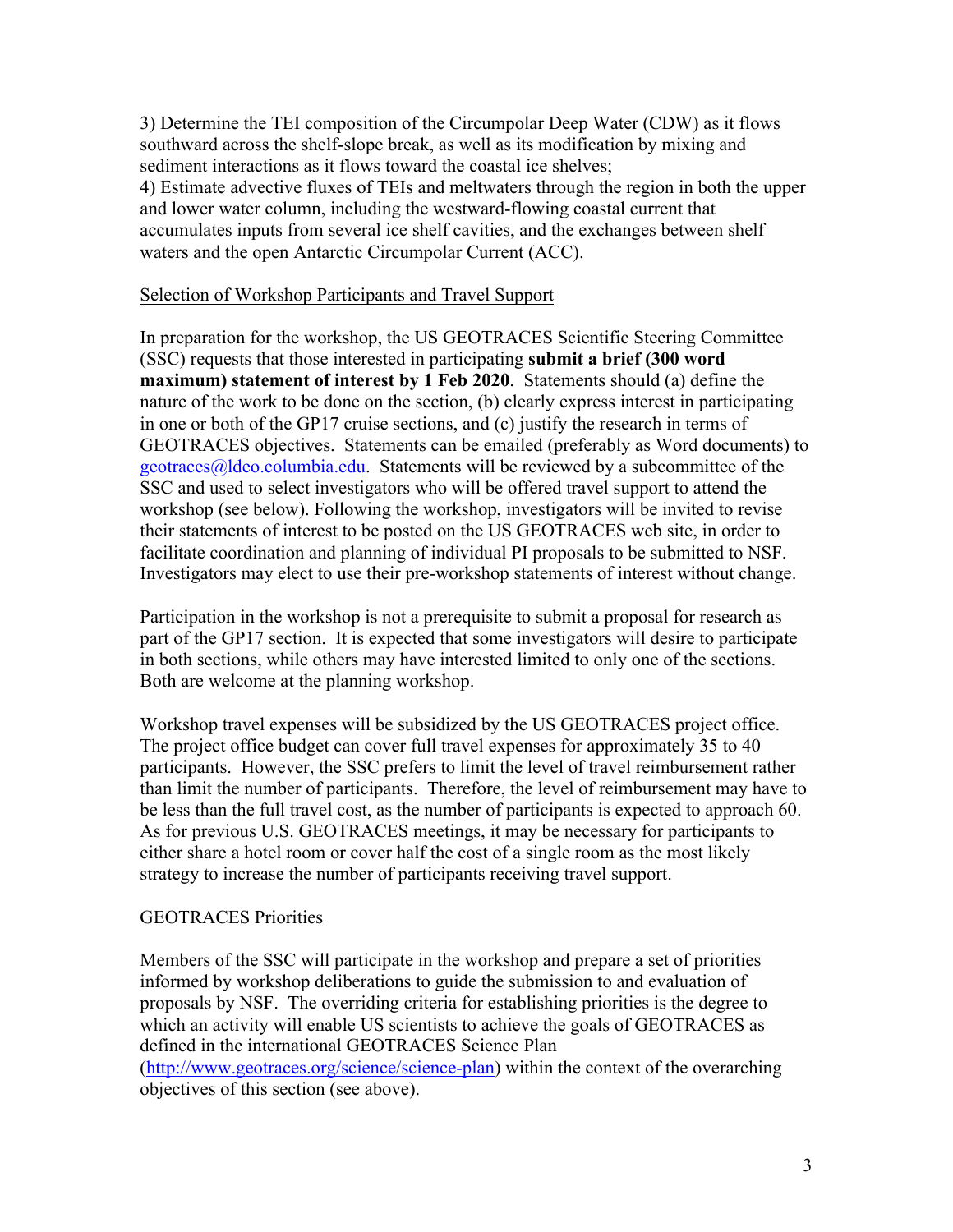3) Determine the TEI composition of the Circumpolar Deep Water (CDW) as it flows southward across the shelf-slope break, as well as its modification by mixing and sediment interactions as it flows toward the coastal ice shelves;
4) Estimate advective fluxes of TEIs and meltwaters through the region in both the upper and lower water column, including the westward-flowing coastal current that accumulates inputs from several ice shelf cavities, and the exchanges between shelf waters and the open Antarctic Circumpolar Current (ACC).

## Selection of Workshop Participants and Travel Support

In preparation for the workshop, the US GEOTRACES Scientific Steering Committee (SSC) requests that those interested in participating **submit a brief (300 word maximum) statement of interest by 1 Feb 2020**. Statements should (a) define the nature of the work to be done on the section, (b) clearly express interest in participating in one or both of the GP17 cruise sections, and (c) justify the research in terms of GEOTRACES objectives. Statements can be emailed (preferably as Word documents) to geotraces@ldeo.columbia.edu. Statements will be reviewed by a subcommittee of the SSC and used to select investigators who will be offered travel support to attend the workshop (see below). Following the workshop, investigators will be invited to revise their statements of interest to be posted on the US GEOTRACES web site, in order to facilitate coordination and planning of individual PI proposals to be submitted to NSF. Investigators may elect to use their pre-workshop statements of interest without change.

Participation in the workshop is not a prerequisite to submit a proposal for research as part of the GP17 section. It is expected that some investigators will desire to participate in both sections, while others may have interested limited to only one of the sections. Both are welcome at the planning workshop.

Workshop travel expenses will be subsidized by the US GEOTRACES project office. The project office budget can cover full travel expenses for approximately 35 to 40 participants. However, the SSC prefers to limit the level of travel reimbursement rather than limit the number of participants. Therefore, the level of reimbursement may have to be less than the full travel cost, as the number of participants is expected to approach 60. As for previous U.S. GEOTRACES meetings, it may be necessary for participants to either share a hotel room or cover half the cost of a single room as the most likely strategy to increase the number of participants receiving travel support.

## GEOTRACES Priorities

Members of the SSC will participate in the workshop and prepare a set of priorities informed by workshop deliberations to guide the submission to and evaluation of proposals by NSF. The overriding criteria for establishing priorities is the degree to which an activity will enable US scientists to achieve the goals of GEOTRACES as defined in the international GEOTRACES Science Plan (http://www.geotraces.org/science/science-plan) within the context of the overarching objectives of this section (see above).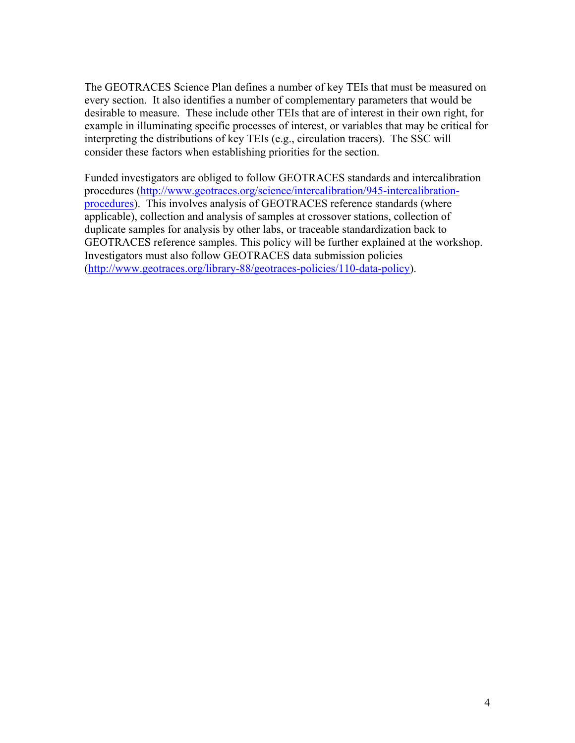The GEOTRACES Science Plan defines a number of key TEIs that must be measured on every section. It also identifies a number of complementary parameters that would be desirable to measure. These include other TEIs that are of interest in their own right, for example in illuminating specific processes of interest, or variables that may be critical for interpreting the distributions of key TEIs (e.g., circulation tracers). The SSC will consider these factors when establishing priorities for the section.

Funded investigators are obliged to follow GEOTRACES standards and intercalibration procedures (http://www.geotraces.org/science/intercalibration/945-intercalibration-procedures). This involves analysis of GEOTRACES reference standards (where applicable), collection and analysis of samples at crossover stations, collection of duplicate samples for analysis by other labs, or traceable standardization back to GEOTRACES reference samples. This policy will be further explained at the workshop. Investigators must also follow GEOTRACES data submission policies (http://www.geotraces.org/library-88/geotraces-policies/110-data-policy).